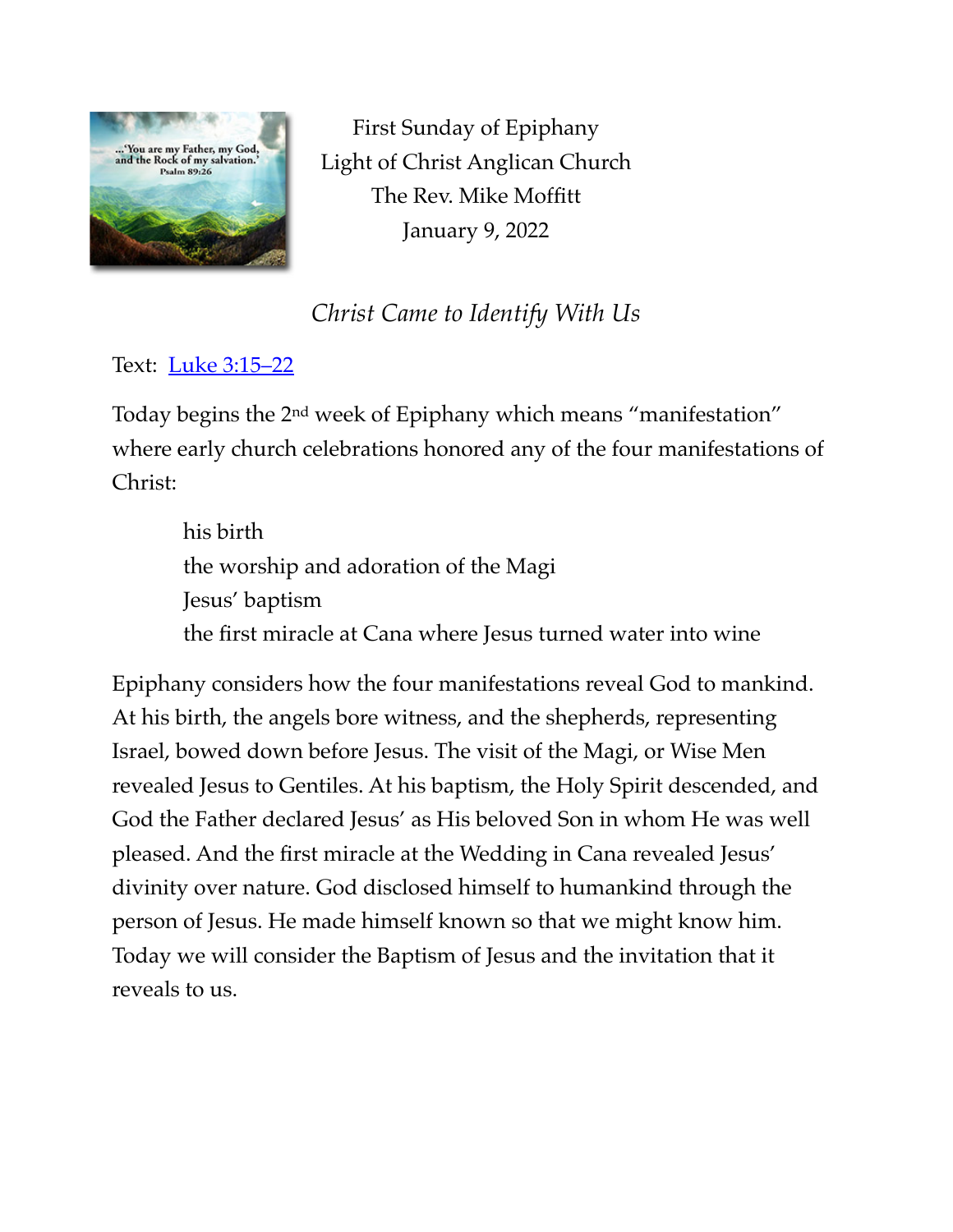First Sunday of Epiphany
Light of Christ Anglican Church
The Rev. Mike Moffitt
January 9, 2022

*Christ Came to Identify With Us*

Text: [Luke 3:15–22]

Today begins the 2nd week of Epiphany which means "manifestation" where early church celebrations honored any of the four manifestations of Christ:

> his birth
> the worship and adoration of the Magi
> Jesus' baptism
> the first miracle at Cana where Jesus turned water into wine

Epiphany considers how the four manifestations reveal God to mankind. At his birth, the angels bore witness, and the shepherds, representing Israel, bowed down before Jesus. The visit of the Magi, or Wise Men revealed Jesus to Gentiles. At his baptism, the Holy Spirit descended, and God the Father declared Jesus' as His beloved Son in whom He was well pleased. And the first miracle at the Wedding in Cana revealed Jesus' divinity over nature. God disclosed himself to humankind through the person of Jesus. He made himself known so that we might know him. Today we will consider the Baptism of Jesus and the invitation that it reveals to us.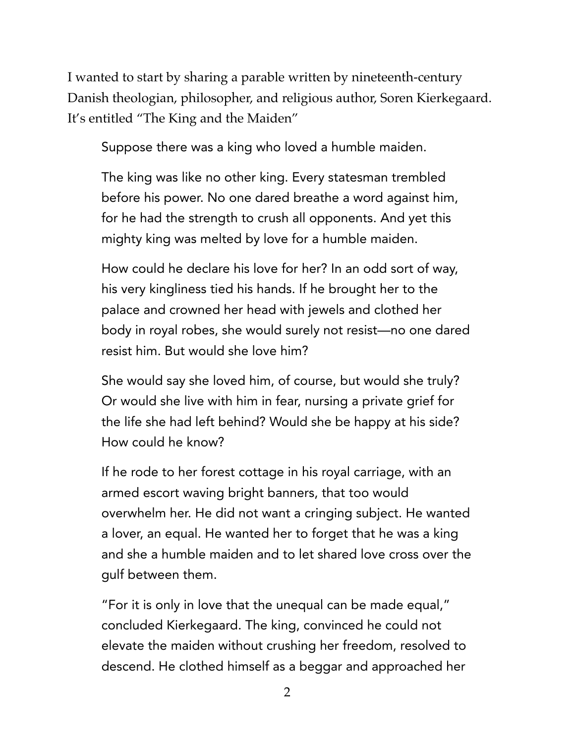I wanted to start by sharing a parable written by nineteenth-century Danish theologian, philosopher, and religious author, Soren Kierkegaard. It's entitled "The King and the Maiden"

> Suppose there was a king who loved a humble maiden.
>
> The king was like no other king. Every statesman trembled before his power. No one dared breathe a word against him, for he had the strength to crush all opponents. And yet this mighty king was melted by love for a humble maiden.
>
> How could he declare his love for her? In an odd sort of way, his very kingliness tied his hands. If he brought her to the palace and crowned her head with jewels and clothed her body in royal robes, she would surely not resist—no one dared resist him. But would she love him?
>
> She would say she loved him, of course, but would she truly? Or would she live with him in fear, nursing a private grief for the life she had left behind? Would she be happy at his side? How could he know?
>
> If he rode to her forest cottage in his royal carriage, with an armed escort waving bright banners, that too would overwhelm her. He did not want a cringing subject. He wanted a lover, an equal. He wanted her to forget that he was a king and she a humble maiden and to let shared love cross over the gulf between them.
>
> "For it is only in love that the unequal can be made equal," concluded Kierkegaard. The king, convinced he could not elevate the maiden without crushing her freedom, resolved to descend. He clothed himself as a beggar and approached her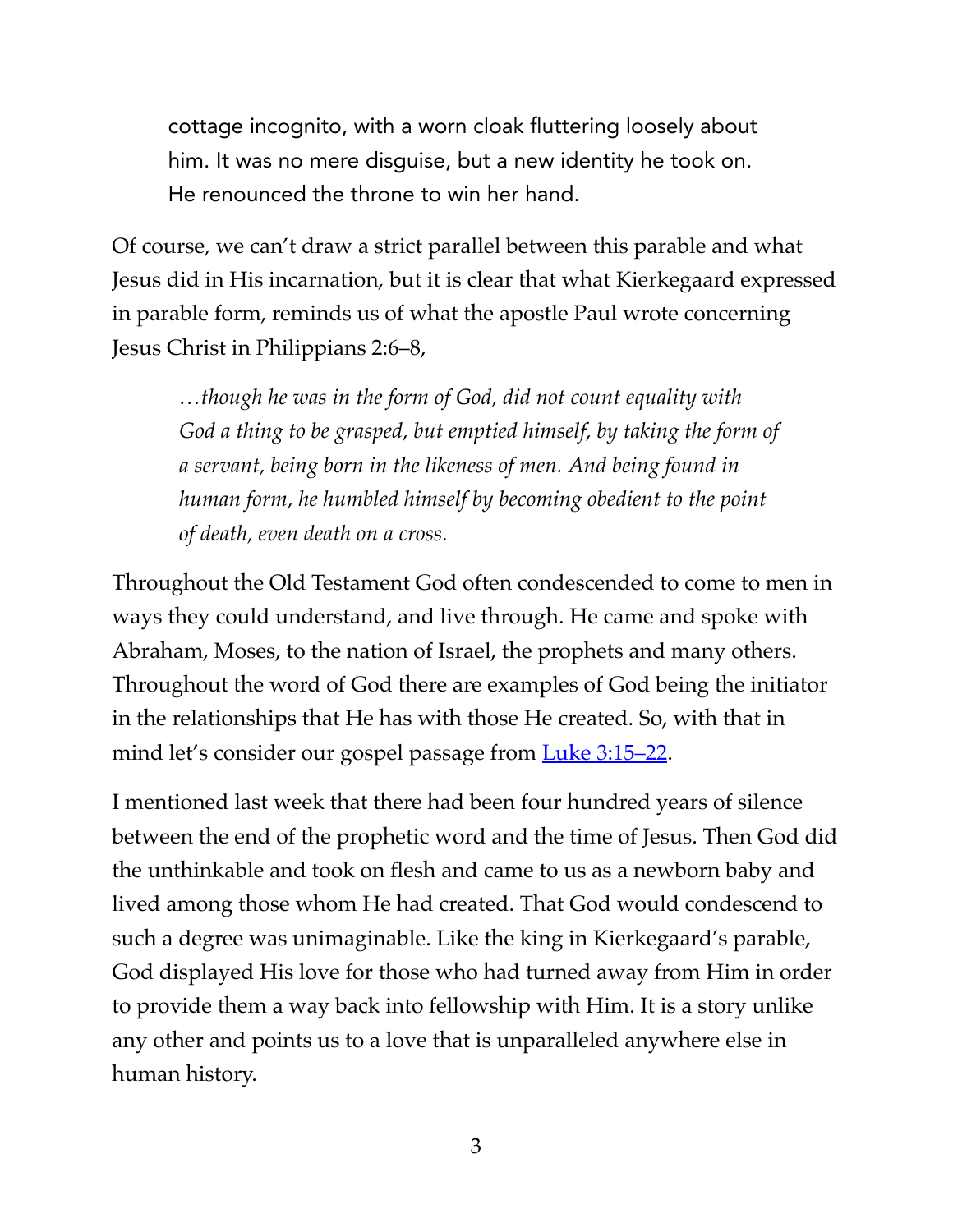> cottage incognito, with a worn cloak fluttering loosely about him. It was no mere disguise, but a new identity he took on. He renounced the throne to win her hand.

Of course, we can't draw a strict parallel between this parable and what Jesus did in His incarnation, but it is clear that what Kierkegaard expressed in parable form, reminds us of what the apostle Paul wrote concerning Jesus Christ in Philippians 2:6–8,

> *…though he was in the form of God, did not count equality with God a thing to be grasped, but emptied himself, by taking the form of a servant, being born in the likeness of men. And being found in human form, he humbled himself by becoming obedient to the point of death, even death on a cross.*

Throughout the Old Testament God often condescended to come to men in ways they could understand, and live through. He came and spoke with Abraham, Moses, to the nation of Israel, the prophets and many others. Throughout the word of God there are examples of God being the initiator in the relationships that He has with those He created. So, with that in mind let's consider our gospel passage from Luke 3:15–22.

I mentioned last week that there had been four hundred years of silence between the end of the prophetic word and the time of Jesus. Then God did the unthinkable and took on flesh and came to us as a newborn baby and lived among those whom He had created. That God would condescend to such a degree was unimaginable. Like the king in Kierkegaard's parable, God displayed His love for those who had turned away from Him in order to provide them a way back into fellowship with Him. It is a story unlike any other and points us to a love that is unparalleled anywhere else in human history.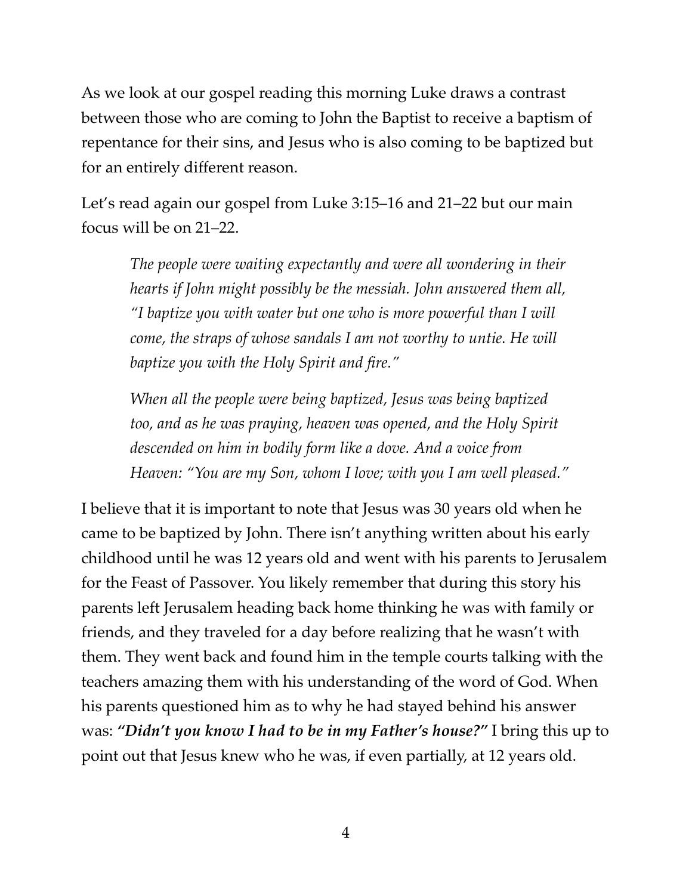As we look at our gospel reading this morning Luke draws a contrast between those who are coming to John the Baptist to receive a baptism of repentance for their sins, and Jesus who is also coming to be baptized but for an entirely different reason.

Let's read again our gospel from Luke 3:15–16 and 21–22 but our main focus will be on 21–22.

> *The people were waiting expectantly and were all wondering in their hearts if John might possibly be the messiah. John answered them all, "I baptize you with water but one who is more powerful than I will come, the straps of whose sandals I am not worthy to untie. He will baptize you with the Holy Spirit and fire."*
>
> *When all the people were being baptized, Jesus was being baptized too, and as he was praying, heaven was opened, and the Holy Spirit descended on him in bodily form like a dove. And a voice from Heaven: "You are my Son, whom I love; with you I am well pleased."*

I believe that it is important to note that Jesus was 30 years old when he came to be baptized by John. There isn't anything written about his early childhood until he was 12 years old and went with his parents to Jerusalem for the Feast of Passover. You likely remember that during this story his parents left Jerusalem heading back home thinking he was with family or friends, and they traveled for a day before realizing that he wasn't with them. They went back and found him in the temple courts talking with the teachers amazing them with his understanding of the word of God. When his parents questioned him as to why he had stayed behind his answer was: ***"Didn't you know I had to be in my Father's house?"*** I bring this up to point out that Jesus knew who he was, if even partially, at 12 years old.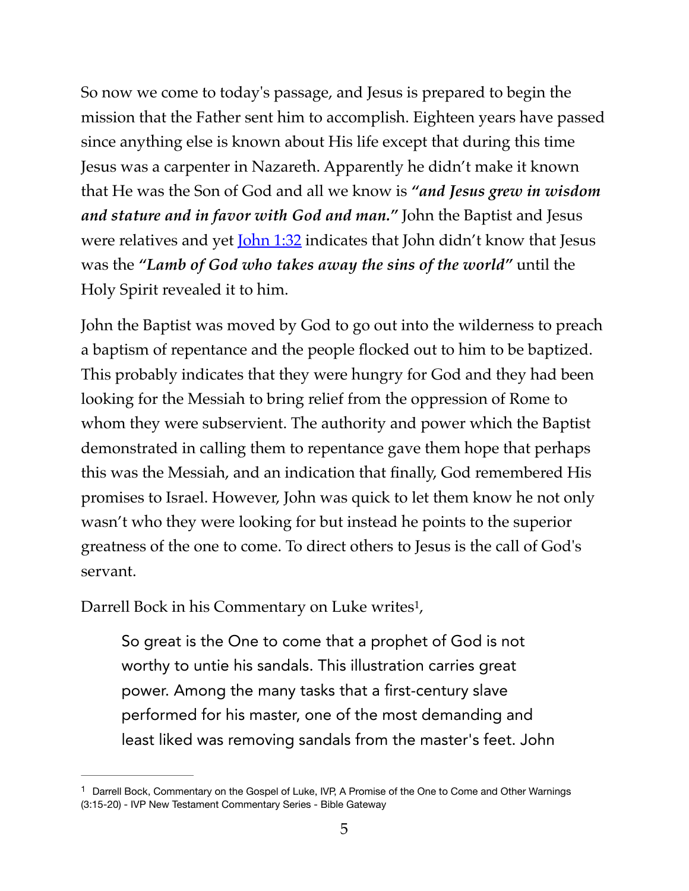So now we come to today's passage, and Jesus is prepared to begin the mission that the Father sent him to accomplish. Eighteen years have passed since anything else is known about His life except that during this time Jesus was a carpenter in Nazareth. Apparently he didn't make it known that He was the Son of God and all we know is ***"and Jesus grew in wisdom and stature and in favor with God and man."*** John the Baptist and Jesus were relatives and yet [John 1:32] indicates that John didn't know that Jesus was the ***"Lamb of God who takes away the sins of the world"*** until the Holy Spirit revealed it to him.

John the Baptist was moved by God to go out into the wilderness to preach a baptism of repentance and the people flocked out to him to be baptized. This probably indicates that they were hungry for God and they had been looking for the Messiah to bring relief from the oppression of Rome to whom they were subservient. The authority and power which the Baptist demonstrated in calling them to repentance gave them hope that perhaps this was the Messiah, and an indication that finally, God remembered His promises to Israel. However, John was quick to let them know he not only wasn't who they were looking for but instead he points to the superior greatness of the one to come. To direct others to Jesus is the call of God's servant.

Darrell Bock in his Commentary on Luke writes[1],

> So great is the One to come that a prophet of God is not worthy to untie his sandals. This illustration carries great power. Among the many tasks that a first-century slave performed for his master, one of the most demanding and least liked was removing sandals from the master's feet. John

---

[1] Darrell Bock, Commentary on the Gospel of Luke, IVP, A Promise of the One to Come and Other Warnings (3:15-20) - IVP New Testament Commentary Series - Bible Gateway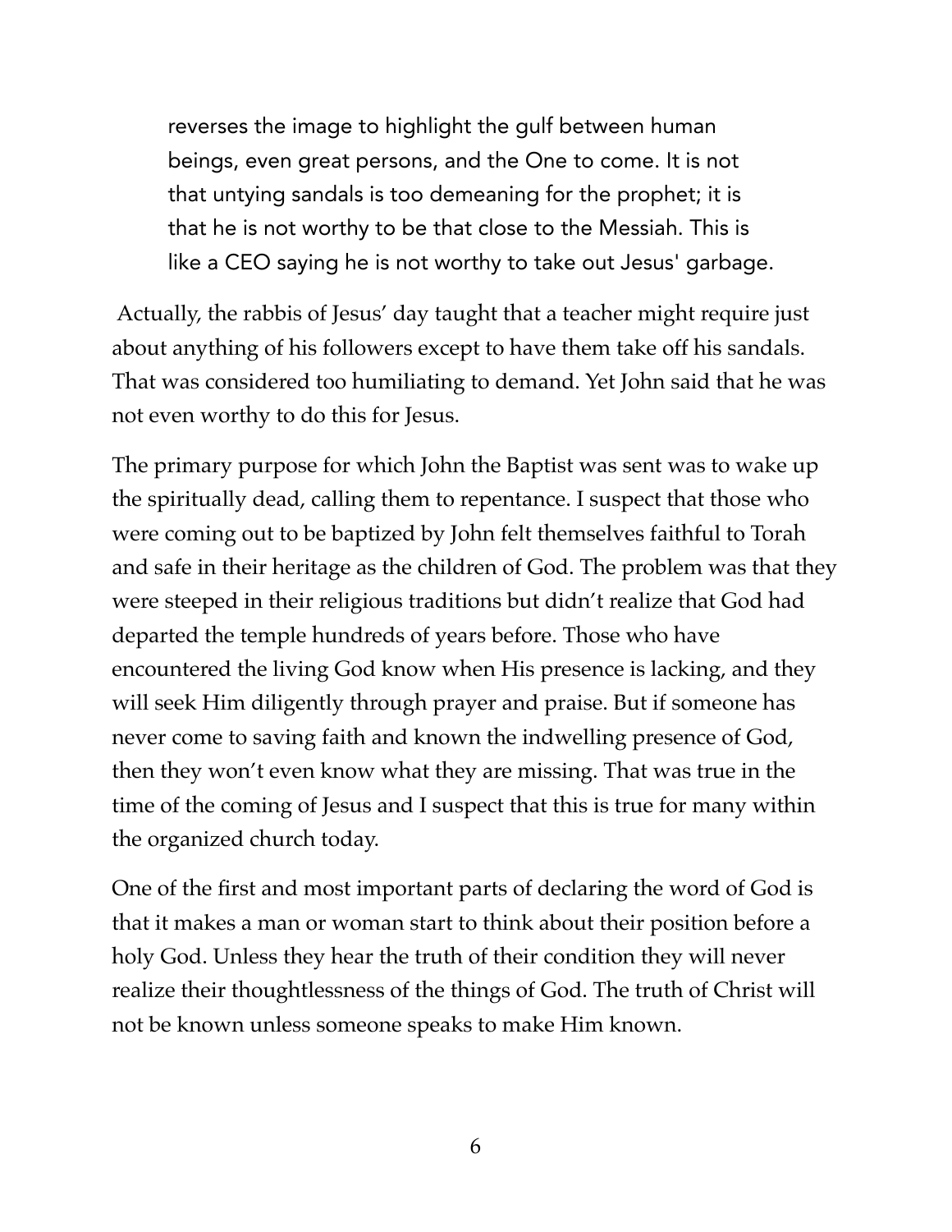> reverses the image to highlight the gulf between human beings, even great persons, and the One to come. It is not that untying sandals is too demeaning for the prophet; it is that he is not worthy to be that close to the Messiah. This is like a CEO saying he is not worthy to take out Jesus' garbage.

Actually, the rabbis of Jesus' day taught that a teacher might require just about anything of his followers except to have them take off his sandals. That was considered too humiliating to demand. Yet John said that he was not even worthy to do this for Jesus.

The primary purpose for which John the Baptist was sent was to wake up the spiritually dead, calling them to repentance. I suspect that those who were coming out to be baptized by John felt themselves faithful to Torah and safe in their heritage as the children of God. The problem was that they were steeped in their religious traditions but didn't realize that God had departed the temple hundreds of years before. Those who have encountered the living God know when His presence is lacking, and they will seek Him diligently through prayer and praise. But if someone has never come to saving faith and known the indwelling presence of God, then they won't even know what they are missing. That was true in the time of the coming of Jesus and I suspect that this is true for many within the organized church today.

One of the first and most important parts of declaring the word of God is that it makes a man or woman start to think about their position before a holy God. Unless they hear the truth of their condition they will never realize their thoughtlessness of the things of God. The truth of Christ will not be known unless someone speaks to make Him known.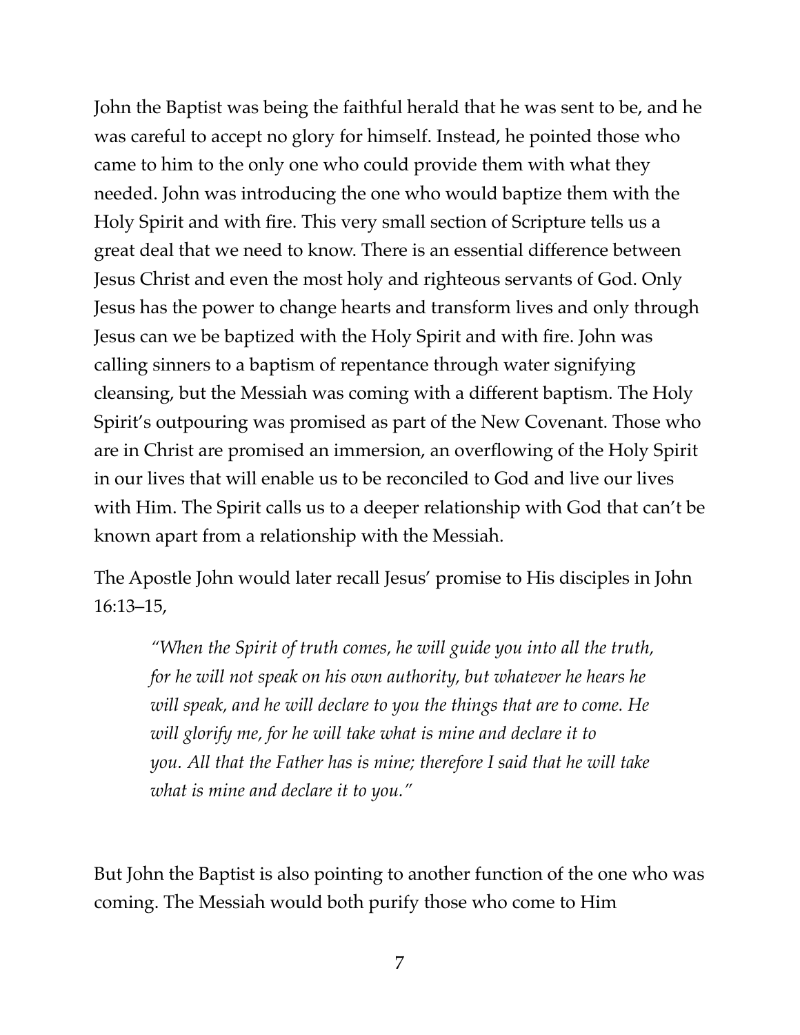John the Baptist was being the faithful herald that he was sent to be, and he was careful to accept no glory for himself. Instead, he pointed those who came to him to the only one who could provide them with what they needed. John was introducing the one who would baptize them with the Holy Spirit and with fire. This very small section of Scripture tells us a great deal that we need to know. There is an essential difference between Jesus Christ and even the most holy and righteous servants of God. Only Jesus has the power to change hearts and transform lives and only through Jesus can we be baptized with the Holy Spirit and with fire. John was calling sinners to a baptism of repentance through water signifying cleansing, but the Messiah was coming with a different baptism. The Holy Spirit's outpouring was promised as part of the New Covenant. Those who are in Christ are promised an immersion, an overflowing of the Holy Spirit in our lives that will enable us to be reconciled to God and live our lives with Him. The Spirit calls us to a deeper relationship with God that can't be known apart from a relationship with the Messiah.

The Apostle John would later recall Jesus' promise to His disciples in John 16:13–15,

> *"When the Spirit of truth comes, he will guide you into all the truth, for he will not speak on his own authority, but whatever he hears he will speak, and he will declare to you the things that are to come. He will glorify me, for he will take what is mine and declare it to you. All that the Father has is mine; therefore I said that he will take what is mine and declare it to you."*

But John the Baptist is also pointing to another function of the one who was coming. The Messiah would both purify those who come to Him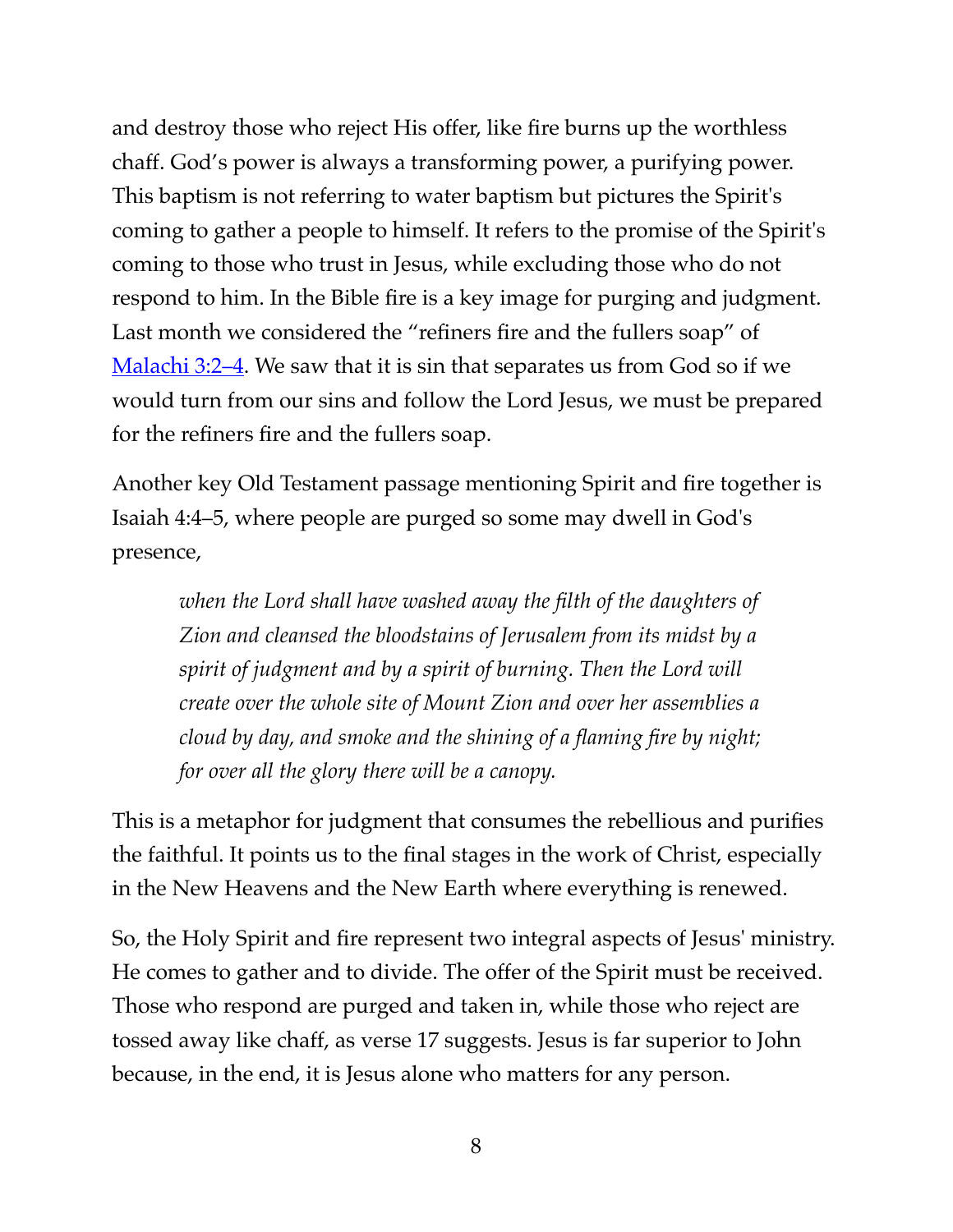and destroy those who reject His offer, like fire burns up the worthless chaff. God's power is always a transforming power, a purifying power. This baptism is not referring to water baptism but pictures the Spirit's coming to gather a people to himself. It refers to the promise of the Spirit's coming to those who trust in Jesus, while excluding those who do not respond to him. In the Bible fire is a key image for purging and judgment. Last month we considered the "refiners fire and the fullers soap" of Malachi 3:2–4. We saw that it is sin that separates us from God so if we would turn from our sins and follow the Lord Jesus, we must be prepared for the refiners fire and the fullers soap.

Another key Old Testament passage mentioning Spirit and fire together is Isaiah 4:4–5, where people are purged so some may dwell in God's presence,

> *when the Lord shall have washed away the filth of the daughters of Zion and cleansed the bloodstains of Jerusalem from its midst by a spirit of judgment and by a spirit of burning. Then the Lord will create over the whole site of Mount Zion and over her assemblies a cloud by day, and smoke and the shining of a flaming fire by night; for over all the glory there will be a canopy.*

This is a metaphor for judgment that consumes the rebellious and purifies the faithful. It points us to the final stages in the work of Christ, especially in the New Heavens and the New Earth where everything is renewed.

So, the Holy Spirit and fire represent two integral aspects of Jesus' ministry. He comes to gather and to divide. The offer of the Spirit must be received. Those who respond are purged and taken in, while those who reject are tossed away like chaff, as verse 17 suggests. Jesus is far superior to John because, in the end, it is Jesus alone who matters for any person.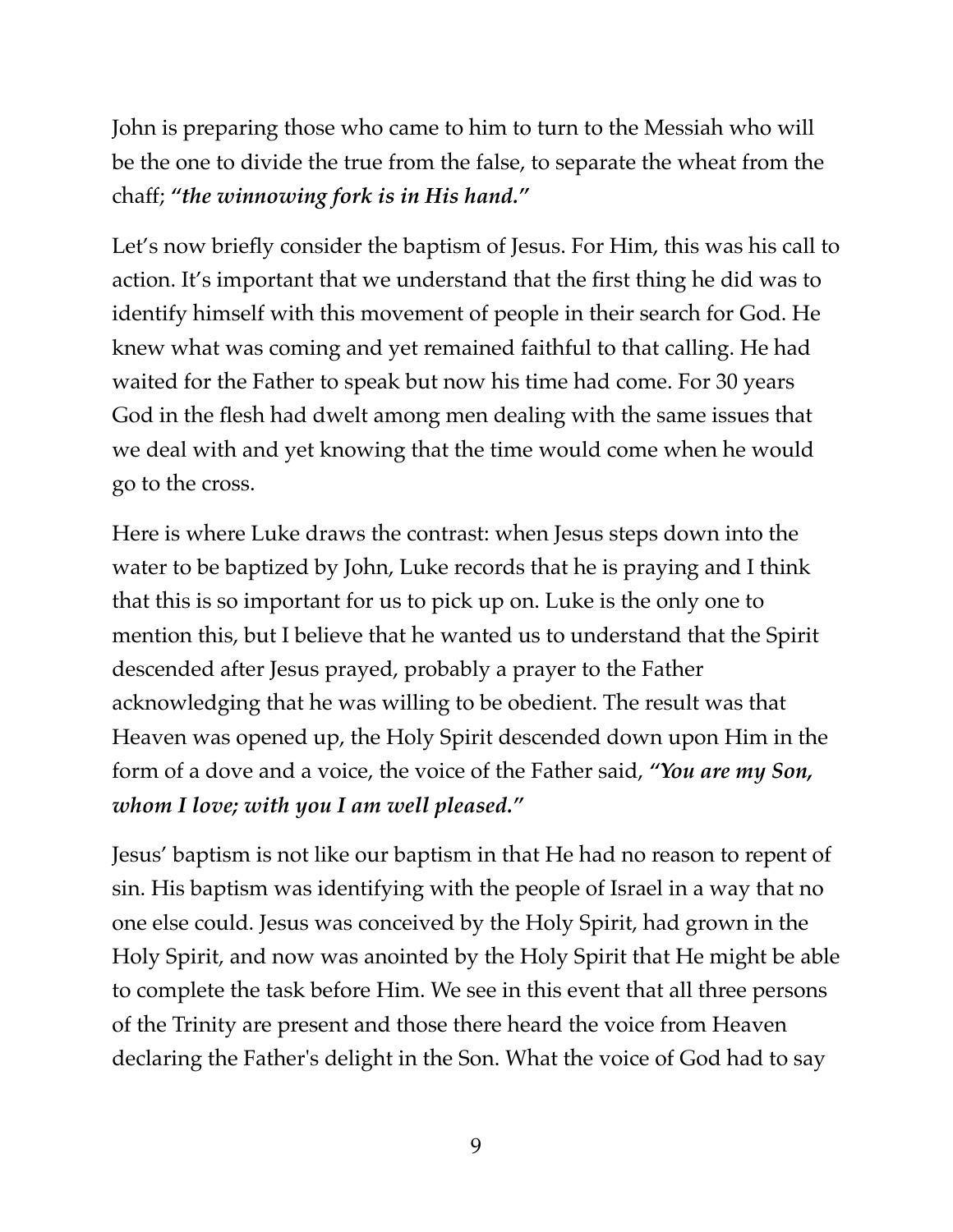John is preparing those who came to him to turn to the Messiah who will be the one to divide the true from the false, to separate the wheat from the chaff; ***"the winnowing fork is in His hand."***

Let's now briefly consider the baptism of Jesus. For Him, this was his call to action. It's important that we understand that the first thing he did was to identify himself with this movement of people in their search for God. He knew what was coming and yet remained faithful to that calling. He had waited for the Father to speak but now his time had come. For 30 years God in the flesh had dwelt among men dealing with the same issues that we deal with and yet knowing that the time would come when he would go to the cross.

Here is where Luke draws the contrast: when Jesus steps down into the water to be baptized by John, Luke records that he is praying and I think that this is so important for us to pick up on. Luke is the only one to mention this, but I believe that he wanted us to understand that the Spirit descended after Jesus prayed, probably a prayer to the Father acknowledging that he was willing to be obedient. The result was that Heaven was opened up, the Holy Spirit descended down upon Him in the form of a dove and a voice, the voice of the Father said, ***"You are my Son, whom I love; with you I am well pleased."***

Jesus' baptism is not like our baptism in that He had no reason to repent of sin. His baptism was identifying with the people of Israel in a way that no one else could. Jesus was conceived by the Holy Spirit, had grown in the Holy Spirit, and now was anointed by the Holy Spirit that He might be able to complete the task before Him. We see in this event that all three persons of the Trinity are present and those there heard the voice from Heaven declaring the Father's delight in the Son. What the voice of God had to say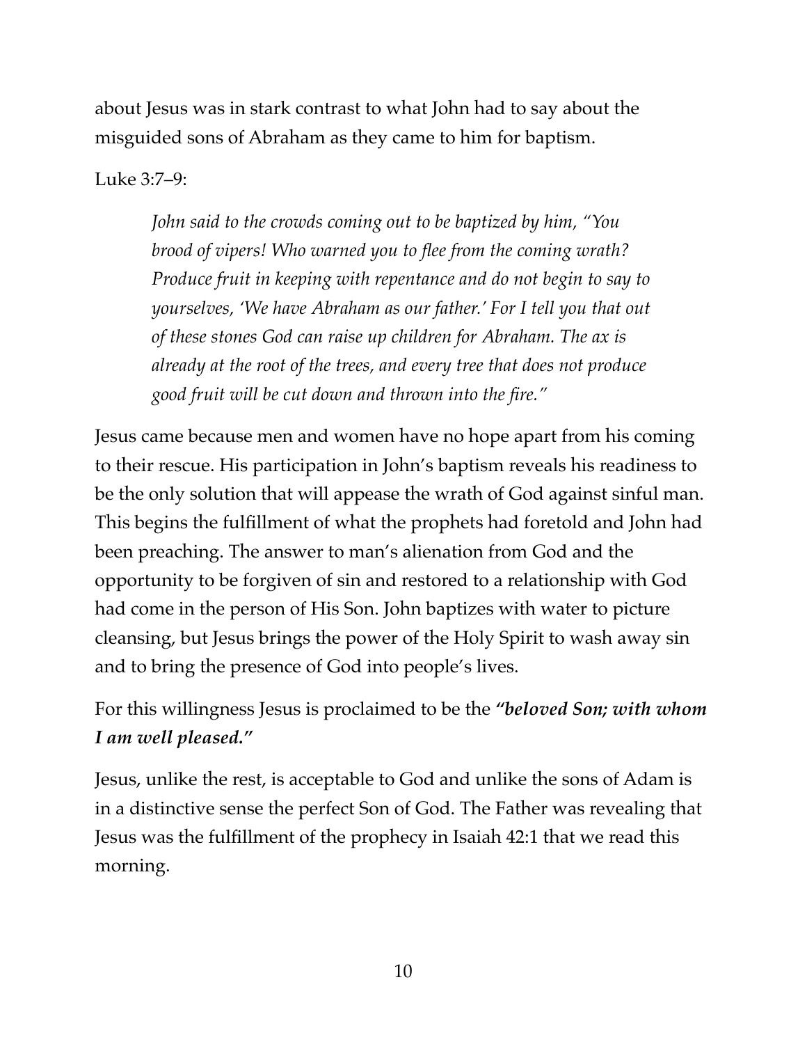about Jesus was in stark contrast to what John had to say about the misguided sons of Abraham as they came to him for baptism.

Luke 3:7–9:

> *John said to the crowds coming out to be baptized by him, "You brood of vipers! Who warned you to flee from the coming wrath? Produce fruit in keeping with repentance and do not begin to say to yourselves, 'We have Abraham as our father.' For I tell you that out of these stones God can raise up children for Abraham. The ax is already at the root of the trees, and every tree that does not produce good fruit will be cut down and thrown into the fire."*

Jesus came because men and women have no hope apart from his coming to their rescue. His participation in John's baptism reveals his readiness to be the only solution that will appease the wrath of God against sinful man. This begins the fulfillment of what the prophets had foretold and John had been preaching. The answer to man's alienation from God and the opportunity to be forgiven of sin and restored to a relationship with God had come in the person of His Son. John baptizes with water to picture cleansing, but Jesus brings the power of the Holy Spirit to wash away sin and to bring the presence of God into people's lives.

For this willingness Jesus is proclaimed to be the ***"beloved Son; with whom I am well pleased."***

Jesus, unlike the rest, is acceptable to God and unlike the sons of Adam is in a distinctive sense the perfect Son of God. The Father was revealing that Jesus was the fulfillment of the prophecy in Isaiah 42:1 that we read this morning.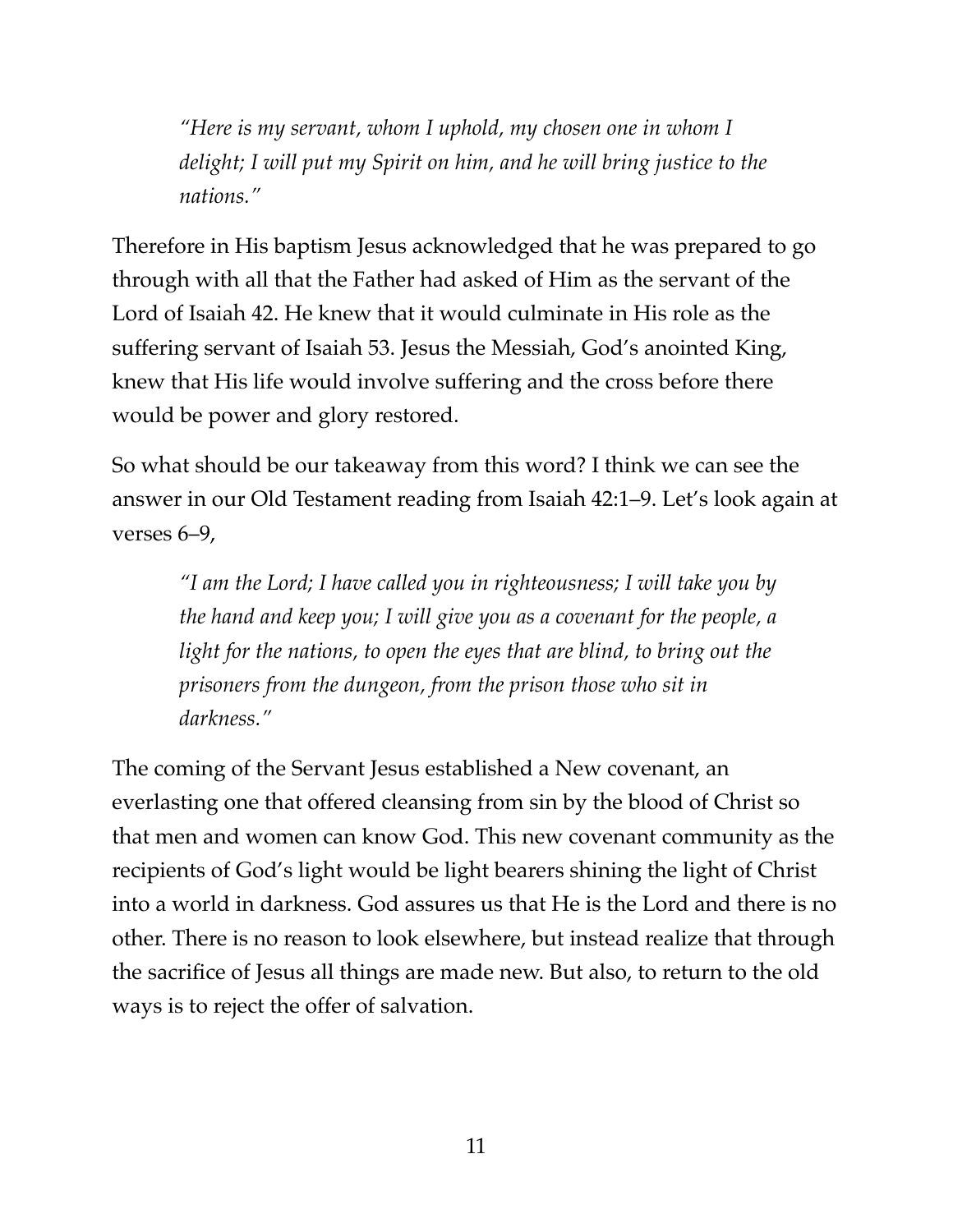> *"Here is my servant, whom I uphold, my chosen one in whom I delight; I will put my Spirit on him, and he will bring justice to the nations."*

Therefore in His baptism Jesus acknowledged that he was prepared to go through with all that the Father had asked of Him as the servant of the Lord of Isaiah 42. He knew that it would culminate in His role as the suffering servant of Isaiah 53. Jesus the Messiah, God's anointed King, knew that His life would involve suffering and the cross before there would be power and glory restored.

So what should be our takeaway from this word? I think we can see the answer in our Old Testament reading from Isaiah 42:1–9. Let's look again at verses 6–9,

> *"I am the Lord; I have called you in righteousness; I will take you by the hand and keep you; I will give you as a covenant for the people, a light for the nations, to open the eyes that are blind, to bring out the prisoners from the dungeon, from the prison those who sit in darkness."*

The coming of the Servant Jesus established a New covenant, an everlasting one that offered cleansing from sin by the blood of Christ so that men and women can know God. This new covenant community as the recipients of God's light would be light bearers shining the light of Christ into a world in darkness. God assures us that He is the Lord and there is no other. There is no reason to look elsewhere, but instead realize that through the sacrifice of Jesus all things are made new. But also, to return to the old ways is to reject the offer of salvation.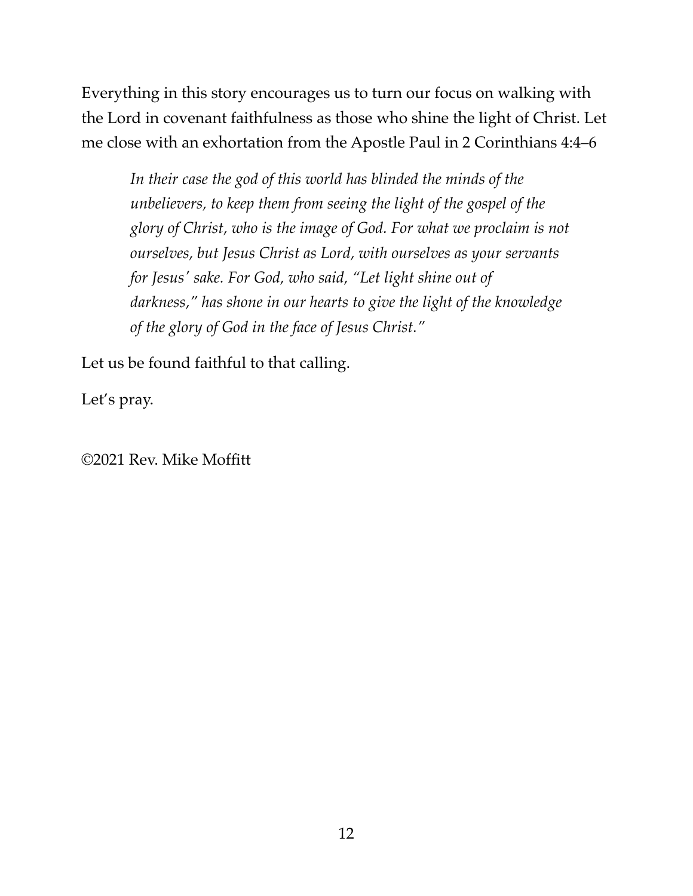Everything in this story encourages us to turn our focus on walking with the Lord in covenant faithfulness as those who shine the light of Christ. Let me close with an exhortation from the Apostle Paul in 2 Corinthians 4:4–6

> *In their case the god of this world has blinded the minds of the unbelievers, to keep them from seeing the light of the gospel of the glory of Christ, who is the image of God. For what we proclaim is not ourselves, but Jesus Christ as Lord, with ourselves as your servants for Jesus' sake. For God, who said, "Let light shine out of darkness," has shone in our hearts to give the light of the knowledge of the glory of God in the face of Jesus Christ."*

Let us be found faithful to that calling.

Let's pray.

©2021 Rev. Mike Moffitt